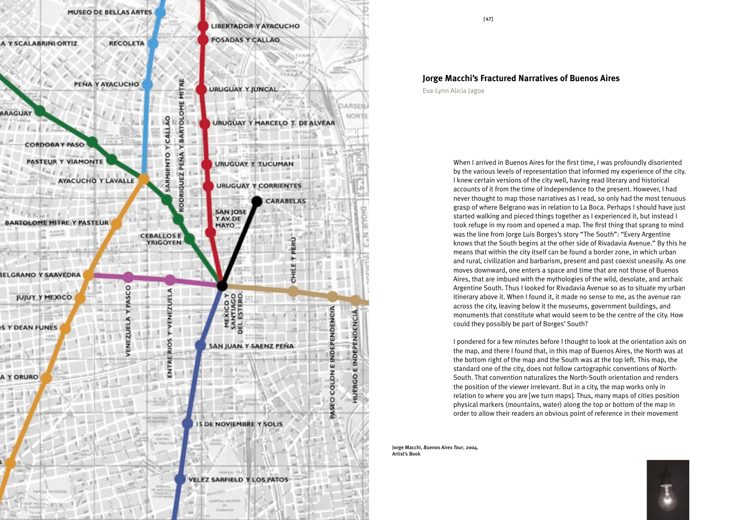## Jorge Macchi's Fractured Narratives of Buenos Aires

Eva-Lynn Alicia Jagoe

When I arrived in Buenos Aires for the first time, I was profoundly disoriented by the various levels of representation that informed my experience of the city. I knew certain versions of the city well, having read literary and historical accounts of it from the time of Independence to the present. However, I had never thought to map those narratives as I read, so only had the most tenuous grasp of where Belgrano was in relation to La Boca. Perhaps I should have just started walking and pieced things together as I experienced it, but instead I took refuge in my room and opened a map. The first thing that sprang to mind was the line from Jorge Luis Borges's story "The South": "Every Argentine knows that the South begins at the other side of Rivadavia Avenue." By this he means that within the city itself can be found a border zone, in which urban and rural, civilization and barbarism, present and past coexist uneasily. As one moves downward, one enters a space and time that are not those of Buenos Aires, that are imbued with the mythologies of the wild, desolate, and archaic Argentine South. Thus I looked for Rivadavia Avenue so as to situate my urban itinerary above it. When I found it, it made no sense to me, as the avenue ran across the city, leaving below it the museums, government buildings, and monuments that constitute what would seem to be the centre of the city. How could they possibly be part of Borges' South?

I pondered for a few minutes before I thought to look at the orientation axis on the map, and there I found that, in this map of Buenos Aires, the North was at the bottom right of the map and the South was at the top left. This map, the standard one of the city, does not follow cartographic conventions of North-South. That convention naturalizes the North-South orientation and renders the position of the viewer irrelevant. But in a city, the map works only in relation to where you are [we turn maps]. Thus, many maps of cities position physical markers (mountains, water) along the top or bottom of the map in order to allow their readers an obvious point of reference in their movement

Jorge Macchi, *Buenos Aires Tour*, 2004. Artist's Book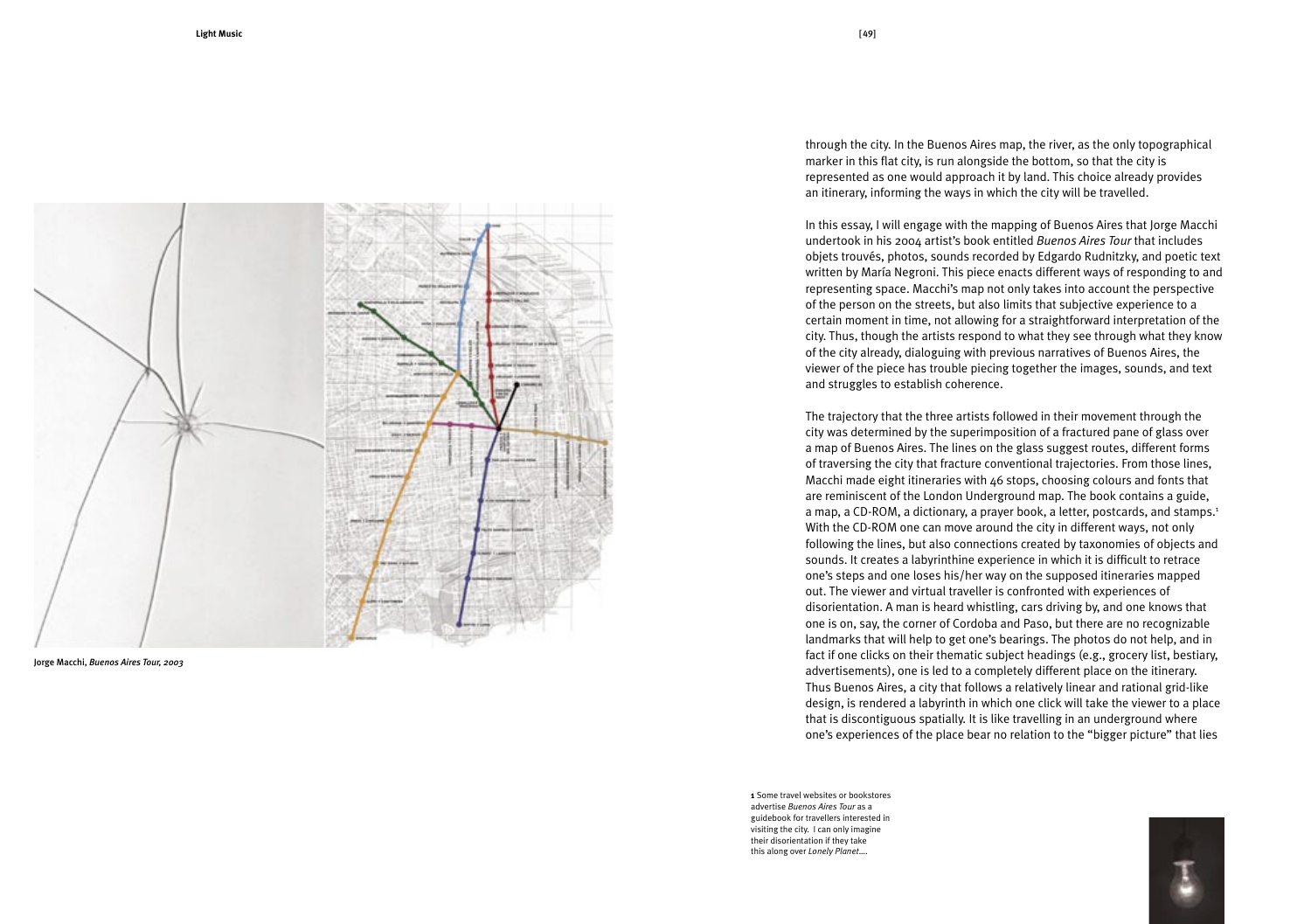Jorge Macchi, *Buenos Aires Tour, 2003*

through the city. In the Buenos Aires map, the river, as the only topographical marker in this flat city, is run alongside the bottom, so that the city is represented as one would approach it by land. This choice already provides an itinerary, informing the ways in which the city will be travelled.

In this essay, I will engage with the mapping of Buenos Aires that Jorge Macchi undertook in his 2004 artist's book entitled *Buenos Aires Tour* that includes objets trouvés, photos, sounds recorded by Edgardo Rudnitzky, and poetic text written by María Negroni. This piece enacts different ways of responding to and representing space. Macchi's map not only takes into account the perspective of the person on the streets, but also limits that subjective experience to a certain moment in time, not allowing for a straightforward interpretation of the city. Thus, though the artists respond to what they see through what they know of the city already, dialoguing with previous narratives of Buenos Aires, the viewer of the piece has trouble piecing together the images, sounds, and text and struggles to establish coherence.

The trajectory that the three artists followed in their movement through the city was determined by the superimposition of a fractured pane of glass over a map of Buenos Aires. The lines on the glass suggest routes, different forms of traversing the city that fracture conventional trajectories. From those lines, Macchi made eight itineraries with 46 stops, choosing colours and fonts that are reminiscent of the London Underground map. The book contains a guide, a map, a CD-ROM, a dictionary, a prayer book, a letter, postcards, and stamps.[1] With the CD-ROM one can move around the city in different ways, not only following the lines, but also connections created by taxonomies of objects and sounds. It creates a labyrinthine experience in which it is difficult to retrace one's steps and one loses his/her way on the supposed itineraries mapped out. The viewer and virtual traveller is confronted with experiences of disorientation. A man is heard whistling, cars driving by, and one knows that one is on, say, the corner of Cordoba and Paso, but there are no recognizable landmarks that will help to get one's bearings. The photos do not help, and in fact if one clicks on their thematic subject headings (e.g., grocery list, bestiary, advertisements), one is led to a completely different place on the itinerary. Thus Buenos Aires, a city that follows a relatively linear and rational grid-like design, is rendered a labyrinth in which one click will take the viewer to a place that is discontiguous spatially. It is like travelling in an underground where one's experiences of the place bear no relation to the "bigger picture" that lies

**1** Some travel websites or bookstores advertise *Buenos Aires Tour* as a guidebook for travellers interested in visiting the city. I can only imagine their disorientation if they take this along over *Lonely Planet*....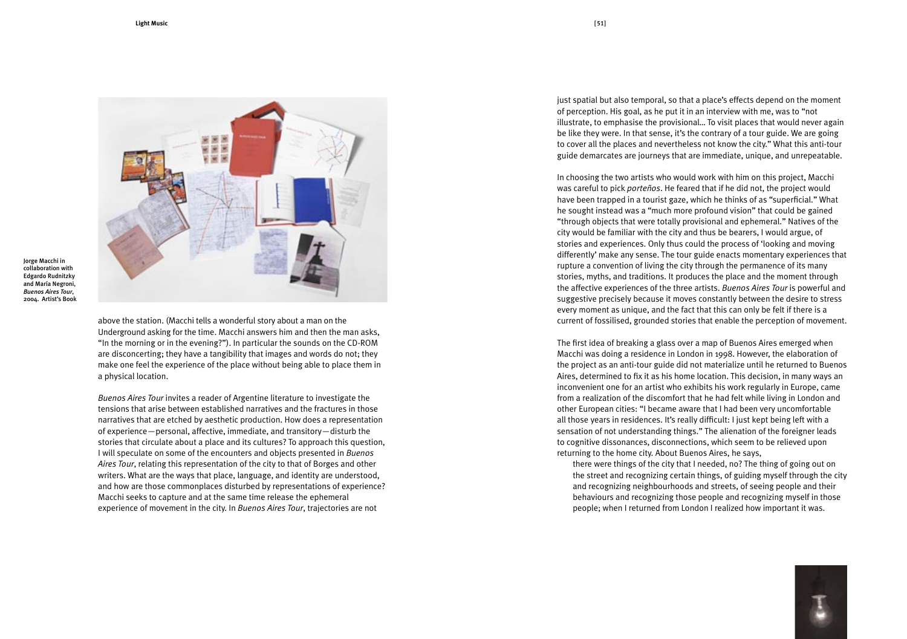Jorge Macchi in collaboration with Edgardo Rudnitzky and María Negroni, *Buenos Aires Tour*, 2004. Artist's Book

above the station. (Macchi tells a wonderful story about a man on the Underground asking for the time. Macchi answers him and then the man asks, "In the morning or in the evening?"). In particular the sounds on the CD-ROM are disconcerting; they have a tangibility that images and words do not; they make one feel the experience of the place without being able to place them in a physical location.

*Buenos Aires Tour* invites a reader of Argentine literature to investigate the tensions that arise between established narratives and the fractures in those narratives that are etched by aesthetic production. How does a representation of experience—personal, affective, immediate, and transitory—disturb the stories that circulate about a place and its cultures? To approach this question, I will speculate on some of the encounters and objects presented in *Buenos Aires Tour*, relating this representation of the city to that of Borges and other writers. What are the ways that place, language, and identity are understood, and how are those commonplaces disturbed by representations of experience? Macchi seeks to capture and at the same time release the ephemeral experience of movement in the city. In *Buenos Aires Tour*, trajectories are not just spatial but also temporal, so that a place's effects depend on the moment of perception. His goal, as he put it in an interview with me, was to "not illustrate, to emphasise the provisional... To visit places that would never again be like they were. In that sense, it's the contrary of a tour guide. We are going to cover all the places and nevertheless not know the city." What this anti-tour guide demarcates are journeys that are immediate, unique, and unrepeatable.

In choosing the two artists who would work with him on this project, Macchi was careful to pick *porteños*. He feared that if he did not, the project would have been trapped in a tourist gaze, which he thinks of as "superficial." What he sought instead was a "much more profound vision" that could be gained "through objects that were totally provisional and ephemeral." Natives of the city would be familiar with the city and thus be bearers, I would argue, of stories and experiences. Only thus could the process of 'looking and moving differently' make any sense. The tour guide enacts momentary experiences that rupture a convention of living the city through the permanence of its many stories, myths, and traditions. It produces the place and the moment through the affective experiences of the three artists. *Buenos Aires Tour* is powerful and suggestive precisely because it moves constantly between the desire to stress every moment as unique, and the fact that this can only be felt if there is a current of fossilised, grounded stories that enable the perception of movement.

The first idea of breaking a glass over a map of Buenos Aires emerged when Macchi was doing a residence in London in 1998. However, the elaboration of the project as an anti-tour guide did not materialize until he returned to Buenos Aires, determined to fix it as his home location. This decision, in many ways an inconvenient one for an artist who exhibits his work regularly in Europe, came from a realization of the discomfort that he had felt while living in London and other European cities: "I became aware that I had been very uncomfortable all those years in residences. It's really difficult: I just kept being left with a sensation of not understanding things." The alienation of the foreigner leads to cognitive dissonances, disconnections, which seem to be relieved upon returning to the home city. About Buenos Aires, he says,

> there were things of the city that I needed, no? The thing of going out on the street and recognizing certain things, of guiding myself through the city and recognizing neighbourhoods and streets, of seeing people and their behaviours and recognizing those people and recognizing myself in those people; when I returned from London I realized how important it was.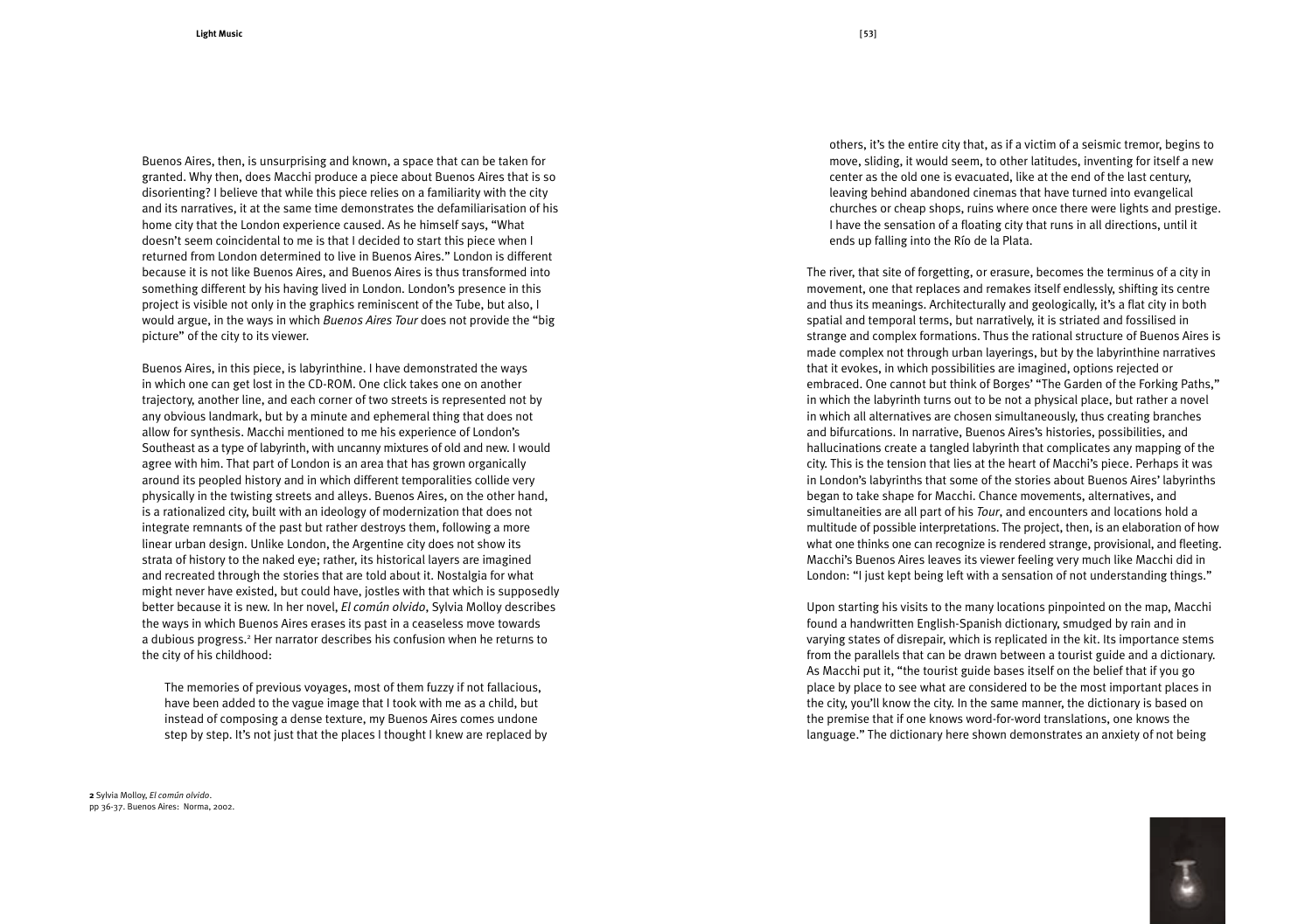Buenos Aires, then, is unsurprising and known, a space that can be taken for granted. Why then, does Macchi produce a piece about Buenos Aires that is so disorienting? I believe that while this piece relies on a familiarity with the city and its narratives, it at the same time demonstrates the defamiliarisation of his home city that the London experience caused. As he himself says, "What doesn't seem coincidental to me is that I decided to start this piece when I returned from London determined to live in Buenos Aires." London is different because it is not like Buenos Aires, and Buenos Aires is thus transformed into something different by his having lived in London. London's presence in this project is visible not only in the graphics reminiscent of the Tube, but also, I would argue, in the ways in which *Buenos Aires Tour* does not provide the "big picture" of the city to its viewer.

Buenos Aires, in this piece, is labyrinthine. I have demonstrated the ways in which one can get lost in the CD-ROM. One click takes one on another trajectory, another line, and each corner of two streets is represented not by any obvious landmark, but by a minute and ephemeral thing that does not allow for synthesis. Macchi mentioned to me his experience of London's Southeast as a type of labyrinth, with uncanny mixtures of old and new. I would agree with him. That part of London is an area that has grown organically around its peopled history and in which different temporalities collide very physically in the twisting streets and alleys. Buenos Aires, on the other hand, is a rationalized city, built with an ideology of modernization that does not integrate remnants of the past but rather destroys them, following a more linear urban design. Unlike London, the Argentine city does not show its strata of history to the naked eye; rather, its historical layers are imagined and recreated through the stories that are told about it. Nostalgia for what might never have existed, but could have, jostles with that which is supposedly better because it is new. In her novel, *El común olvido*, Sylvia Molloy describes the ways in which Buenos Aires erases its past in a ceaseless move towards a dubious progress.[2] Her narrator describes his confusion when he returns to the city of his childhood:

> The memories of previous voyages, most of them fuzzy if not fallacious, have been added to the vague image that I took with me as a child, but instead of composing a dense texture, my Buenos Aires comes undone step by step. It's not just that the places I thought I knew are replaced by others, it's the entire city that, as if a victim of a seismic tremor, begins to move, sliding, it would seem, to other latitudes, inventing for itself a new center as the old one is evacuated, like at the end of the last century, leaving behind abandoned cinemas that have turned into evangelical churches or cheap shops, ruins where once there were lights and prestige. I have the sensation of a floating city that runs in all directions, until it ends up falling into the Río de la Plata.

The river, that site of forgetting, or erasure, becomes the terminus of a city in movement, one that replaces and remakes itself endlessly, shifting its centre and thus its meanings. Architecturally and geologically, it's a flat city in both spatial and temporal terms, but narratively, it is striated and fossilised in strange and complex formations. Thus the rational structure of Buenos Aires is made complex not through urban layerings, but by the labyrinthine narratives that it evokes, in which possibilities are imagined, options rejected or embraced. One cannot but think of Borges' "The Garden of the Forking Paths," in which the labyrinth turns out to be not a physical place, but rather a novel in which all alternatives are chosen simultaneously, thus creating branches and bifurcations. In narrative, Buenos Aires's histories, possibilities, and hallucinations create a tangled labyrinth that complicates any mapping of the city. This is the tension that lies at the heart of Macchi's piece. Perhaps it was in London's labyrinths that some of the stories about Buenos Aires' labyrinths began to take shape for Macchi. Chance movements, alternatives, and simultaneities are all part of his *Tour*, and encounters and locations hold a multitude of possible interpretations. The project, then, is an elaboration of how what one thinks one can recognize is rendered strange, provisional, and fleeting. Macchi's Buenos Aires leaves its viewer feeling very much like Macchi did in London: "I just kept being left with a sensation of not understanding things."

Upon starting his visits to the many locations pinpointed on the map, Macchi found a handwritten English-Spanish dictionary, smudged by rain and in varying states of disrepair, which is replicated in the kit. Its importance stems from the parallels that can be drawn between a tourist guide and a dictionary. As Macchi put it, "the tourist guide bases itself on the belief that if you go place by place to see what are considered to be the most important places in the city, you'll know the city. In the same manner, the dictionary is based on the premise that if one knows word-for-word translations, one knows the language." The dictionary here shown demonstrates an anxiety of not being

**2** Sylvia Molloy, *El común olvido*. pp 36-37. Buenos Aires: Norma, 2002.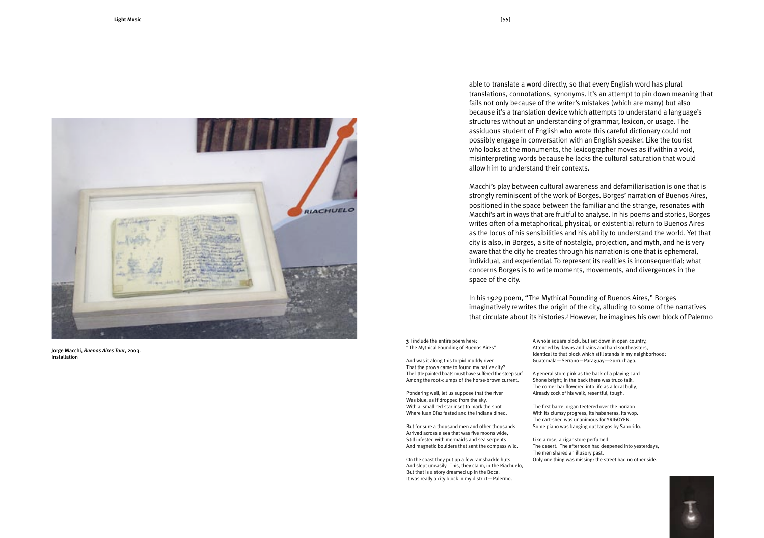able to translate a word directly, so that every English word has plural translations, connotations, synonyms. It's an attempt to pin down meaning that fails not only because of the writer's mistakes (which are many) but also because it's a translation device which attempts to understand a language's structures without an understanding of grammar, lexicon, or usage. The assiduous student of English who wrote this careful dictionary could not possibly engage in conversation with an English speaker. Like the tourist who looks at the monuments, the lexicographer moves as if within a void, misinterpreting words because he lacks the cultural saturation that would allow him to understand their contexts.

Macchi's play between cultural awareness and defamiliarisation is one that is strongly reminiscent of the work of Borges. Borges' narration of Buenos Aires, positioned in the space between the familiar and the strange, resonates with Macchi's art in ways that are fruitful to analyse. In his poems and stories, Borges writes often of a metaphorical, physical, or existential return to Buenos Aires as the locus of his sensibilities and his ability to understand the world. Yet that city is also, in Borges, a site of nostalgia, projection, and myth, and he is very aware that the city he creates through his narration is one that is ephemeral, individual, and experiential. To represent its realities is inconsequential; what concerns Borges is to write moments, movements, and divergences in the space of the city.

In his 1929 poem, "The Mythical Founding of Buenos Aires," Borges imaginatively rewrites the origin of the city, alluding to some of the narratives that circulate about its histories.[3] However, he imagines his own block of Palermo

Jorge Macchi, *Buenos Aires Tour*, 2003. Installation

**3** I include the entire poem here:
"The Mythical Founding of Buenos Aires"

And was it along this torpid muddy river
That the prows came to found my native city?
The little painted boats must have suffered the steep surf
Among the root-clumps of the horse-brown current.

Pondering well, let us suppose that the river
Was blue, as if dropped from the sky,
With a small red star inset to mark the spot
Where Juan Díaz fasted and the Indians dined.

But for sure a thousand men and other thousands
Arrived across a sea that was five moons wide,
Still infested with mermaids and sea serpents
And magnetic boulders that sent the compass wild.

On the coast they put up a few ramshackle huts
And slept uneasily. This, they claim, in the Riachuelo,
But that is a story dreamed up in the Boca.
It was really a city block in my district—Palermo.

A whole square block, but set down in open country,
Attended by dawns and rains and hard southeasters,
Identical to that block which still stands in my neighborhood:
Guatemala—Serrano—Paraguay—Gurruchaga.

A general store pink as the back of a playing card
Shone bright; in the back there was truco talk.
The corner bar flowered into life as a local bully,
Already cock of his walk, resentful, tough.

The first barrel organ teetered over the horizon
With its clumsy progress, its habaneras, its wop.
The cart-shed was unanimous for YRIGOYEN.
Some piano was banging out tangos by Saborido.

Like a rose, a cigar store perfumed
The desert. The afternoon had deepened into yesterdays,
The men shared an illusory past.
Only one thing was missing: the street had no other side.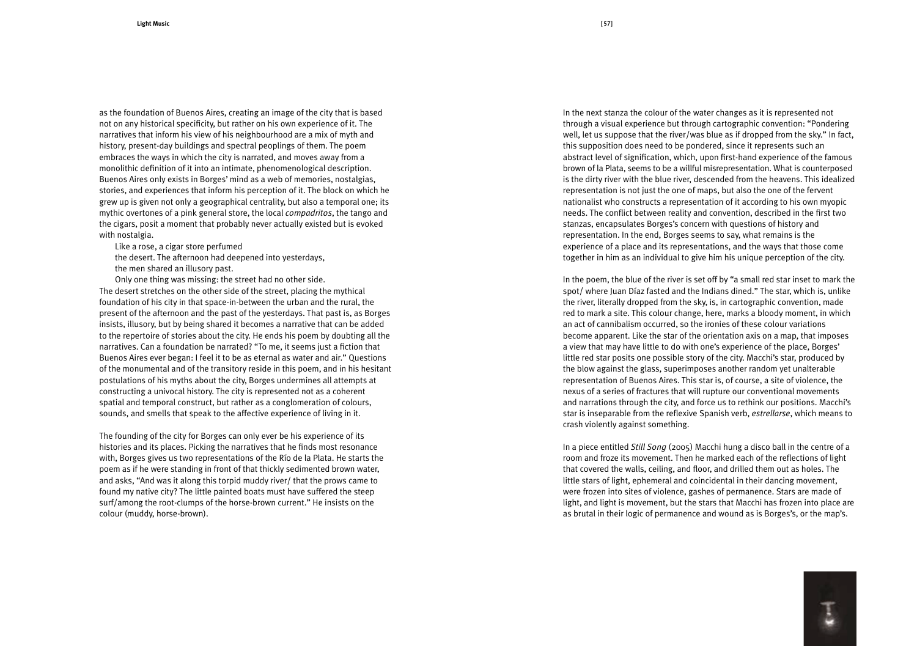as the foundation of Buenos Aires, creating an image of the city that is based not on any historical specificity, but rather on his own experience of it. The narratives that inform his view of his neighbourhood are a mix of myth and history, present-day buildings and spectral peoplings of them. The poem embraces the ways in which the city is narrated, and moves away from a monolithic definition of it into an intimate, phenomenological description. Buenos Aires only exists in Borges' mind as a web of memories, nostalgias, stories, and experiences that inform his perception of it. The block on which he grew up is given not only a geographical centrality, but also a temporal one; its mythic overtones of a pink general store, the local *compadritos*, the tango and the cigars, posit a moment that probably never actually existed but is evoked with nostalgia.

> Like a rose, a cigar store perfumed
> the desert. The afternoon had deepened into yesterdays,
> the men shared an illusory past.
> Only one thing was missing: the street had no other side.

The desert stretches on the other side of the street, placing the mythical foundation of his city in that space-in-between the urban and the rural, the present of the afternoon and the past of the yesterdays. That past is, as Borges insists, illusory, but by being shared it becomes a narrative that can be added to the repertoire of stories about the city. He ends his poem by doubting all the narratives. Can a foundation be narrated? "To me, it seems just a fiction that Buenos Aires ever began: I feel it to be as eternal as water and air." Questions of the monumental and of the transitory reside in this poem, and in his hesitant postulations of his myths about the city, Borges undermines all attempts at constructing a univocal history. The city is represented not as a coherent spatial and temporal construct, but rather as a conglomeration of colours, sounds, and smells that speak to the affective experience of living in it.

The founding of the city for Borges can only ever be his experience of its histories and its places. Picking the narratives that he finds most resonance with, Borges gives us two representations of the Río de la Plata. He starts the poem as if he were standing in front of that thickly sedimented brown water, and asks, "And was it along this torpid muddy river/ that the prows came to found my native city? The little painted boats must have suffered the steep surf/among the root-clumps of the horse-brown current." He insists on the colour (muddy, horse-brown).

In the next stanza the colour of the water changes as it is represented not through a visual experience but through cartographic convention: "Pondering well, let us suppose that the river/was blue as if dropped from the sky." In fact, this supposition does need to be pondered, since it represents such an abstract level of signification, which, upon first-hand experience of the famous brown of la Plata, seems to be a willful misrepresentation. What is counterposed is the dirty river with the blue river, descended from the heavens. This idealized representation is not just the one of maps, but also the one of the fervent nationalist who constructs a representation of it according to his own myopic needs. The conflict between reality and convention, described in the first two stanzas, encapsulates Borges's concern with questions of history and representation. In the end, Borges seems to say, what remains is the experience of a place and its representations, and the ways that those come together in him as an individual to give him his unique perception of the city.

In the poem, the blue of the river is set off by "a small red star inset to mark the spot/ where Juan Díaz fasted and the Indians dined." The star, which is, unlike the river, literally dropped from the sky, is, in cartographic convention, made red to mark a site. This colour change, here, marks a bloody moment, in which an act of cannibalism occurred, so the ironies of these colour variations become apparent. Like the star of the orientation axis on a map, that imposes a view that may have little to do with one's experience of the place, Borges' little red star posits one possible story of the city. Macchi's star, produced by the blow against the glass, superimposes another random yet unalterable representation of Buenos Aires. This star is, of course, a site of violence, the nexus of a series of fractures that will rupture our conventional movements and narrations through the city, and force us to rethink our positions. Macchi's star is inseparable from the reflexive Spanish verb, *estrellarse*, which means to crash violently against something.

In a piece entitled *Still Song* (2005) Macchi hung a disco ball in the centre of a room and froze its movement. Then he marked each of the reflections of light that covered the walls, ceiling, and floor, and drilled them out as holes. The little stars of light, ephemeral and coincidental in their dancing movement, were frozen into sites of violence, gashes of permanence. Stars are made of light, and light is movement, but the stars that Macchi has frozen into place are as brutal in their logic of permanence and wound as is Borges's, or the map's.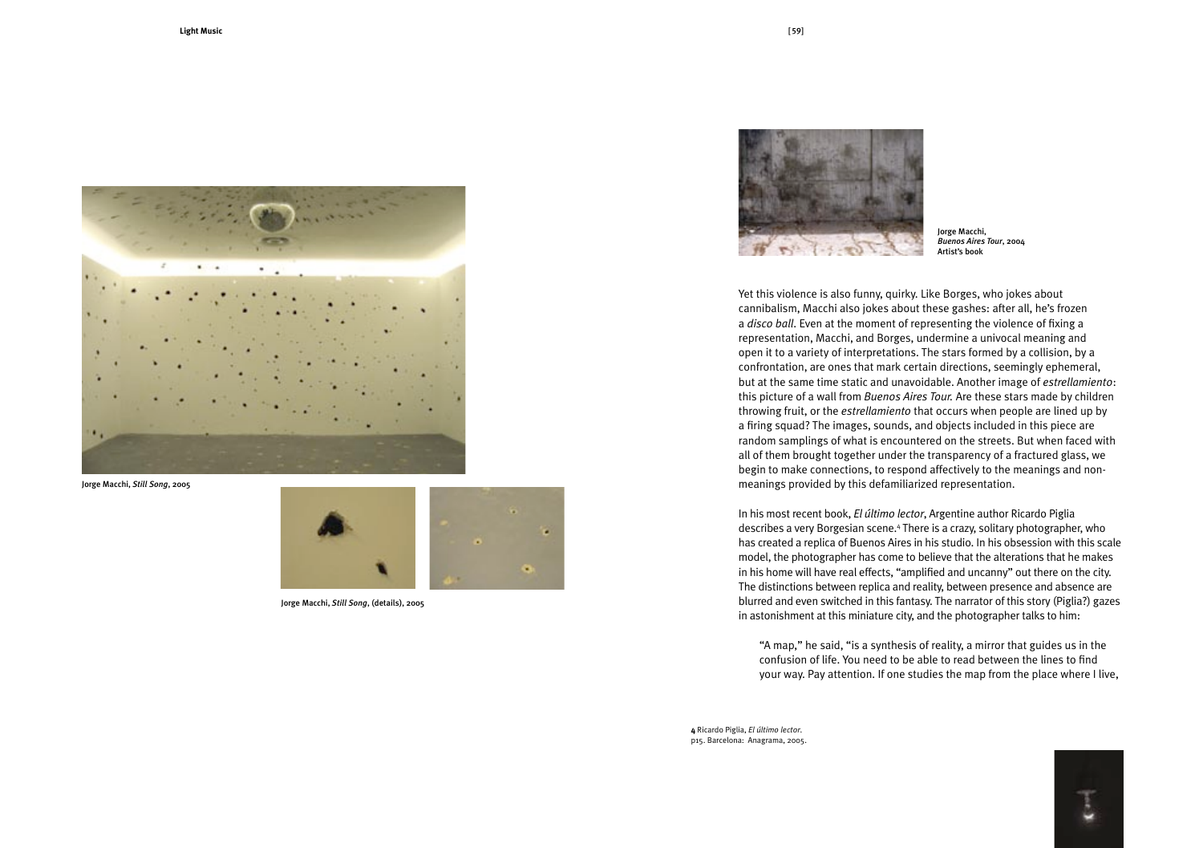Jorge Macchi, *Still Song*, 2005

Jorge Macchi, *Still Song*, (details), 2005

Jorge Macchi, *Buenos Aires Tour*, 2004
Artist's book

Yet this violence is also funny, quirky. Like Borges, who jokes about cannibalism, Macchi also jokes about these gashes: after all, he's frozen a *disco ball*. Even at the moment of representing the violence of fixing a representation, Macchi, and Borges, undermine a univocal meaning and open it to a variety of interpretations. The stars formed by a collision, by a confrontation, are ones that mark certain directions, seemingly ephemeral, but at the same time static and unavoidable. Another image of *estrellamiento*: this picture of a wall from *Buenos Aires Tour.* Are these stars made by children throwing fruit, or the *estrellamiento* that occurs when people are lined up by a firing squad? The images, sounds, and objects included in this piece are random samplings of what is encountered on the streets. But when faced with all of them brought together under the transparency of a fractured glass, we begin to make connections, to respond affectively to the meanings and non-meanings provided by this defamiliarized representation.

In his most recent book, *El último lector*, Argentine author Ricardo Piglia describes a very Borgesian scene.[4] There is a crazy, solitary photographer, who has created a replica of Buenos Aires in his studio. In his obsession with this scale model, the photographer has come to believe that the alterations that he makes in his home will have real effects, "amplified and uncanny" out there on the city. The distinctions between replica and reality, between presence and absence are blurred and even switched in this fantasy. The narrator of this story (Piglia?) gazes in astonishment at this miniature city, and the photographer talks to him:

> "A map," he said, "is a synthesis of reality, a mirror that guides us in the confusion of life. You need to be able to read between the lines to find your way. Pay attention. If one studies the map from the place where I live,

**4** Ricardo Piglia, *El último lector*. p15. Barcelona: Anagrama, 2005.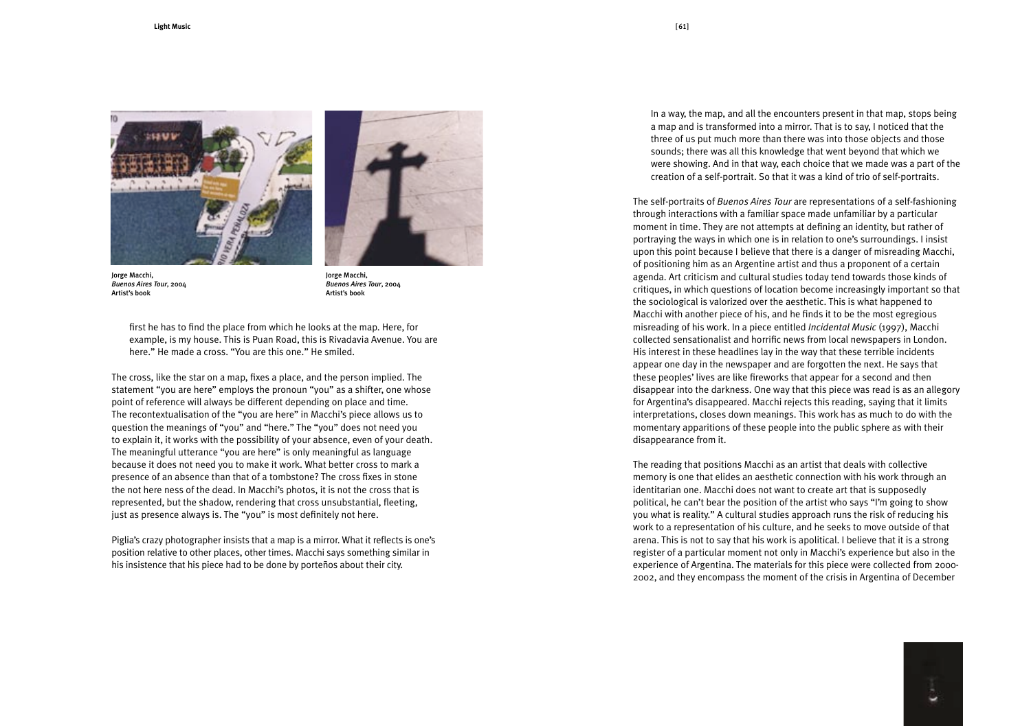Jorge Macchi,
*Buenos Aires Tour*, 2004
Artist's book

Jorge Macchi,
*Buenos Aires Tour*, 2004
Artist's book

> first he has to find the place from which he looks at the map. Here, for example, is my house. This is Puan Road, this is Rivadavia Avenue. You are here." He made a cross. "You are this one." He smiled.

The cross, like the star on a map, fixes a place, and the person implied. The statement "you are here" employs the pronoun "you" as a shifter, one whose point of reference will always be different depending on place and time. The recontextualisation of the "you are here" in Macchi's piece allows us to question the meanings of "you" and "here." The "you" does not need you to explain it, it works with the possibility of your absence, even of your death. The meaningful utterance "you are here" is only meaningful as language because it does not need you to make it work. What better cross to mark a presence of an absence than that of a tombstone? The cross fixes in stone the not here ness of the dead. In Macchi's photos, it is not the cross that is represented, but the shadow, rendering that cross unsubstantial, fleeting, just as presence always is. The "you" is most definitely not here.

Piglia's crazy photographer insists that a map is a mirror. What it reflects is one's position relative to other places, other times. Macchi says something similar in his insistence that his piece had to be done by porteños about their city.

> In a way, the map, and all the encounters present in that map, stops being a map and is transformed into a mirror. That is to say, I noticed that the three of us put much more than there was into those objects and those sounds; there was all this knowledge that went beyond that which we were showing. And in that way, each choice that we made was a part of the creation of a self-portrait. So that it was a kind of trio of self-portraits.

The self-portraits of *Buenos Aires Tour* are representations of a self-fashioning through interactions with a familiar space made unfamiliar by a particular moment in time. They are not attempts at defining an identity, but rather of portraying the ways in which one is in relation to one's surroundings. I insist upon this point because I believe that there is a danger of misreading Macchi, of positioning him as an Argentine artist and thus a proponent of a certain agenda. Art criticism and cultural studies today tend towards those kinds of critiques, in which questions of location become increasingly important so that the sociological is valorized over the aesthetic. This is what happened to Macchi with another piece of his, and he finds it to be the most egregious misreading of his work. In a piece entitled *Incidental Music* (1997), Macchi collected sensationalist and horrific news from local newspapers in London. His interest in these headlines lay in the way that these terrible incidents appear one day in the newspaper and are forgotten the next. He says that these peoples' lives are like fireworks that appear for a second and then disappear into the darkness. One way that this piece was read is as an allegory for Argentina's disappeared. Macchi rejects this reading, saying that it limits interpretations, closes down meanings. This work has as much to do with the momentary apparitions of these people into the public sphere as with their disappearance from it.

The reading that positions Macchi as an artist that deals with collective memory is one that elides an aesthetic connection with his work through an identitarian one. Macchi does not want to create art that is supposedly political, he can't bear the position of the artist who says "I'm going to show you what is reality." A cultural studies approach runs the risk of reducing his work to a representation of his culture, and he seeks to move outside of that arena. This is not to say that his work is apolitical. I believe that it is a strong register of a particular moment not only in Macchi's experience but also in the experience of Argentina. The materials for this piece were collected from 2000-2002, and they encompass the moment of the crisis in Argentina of December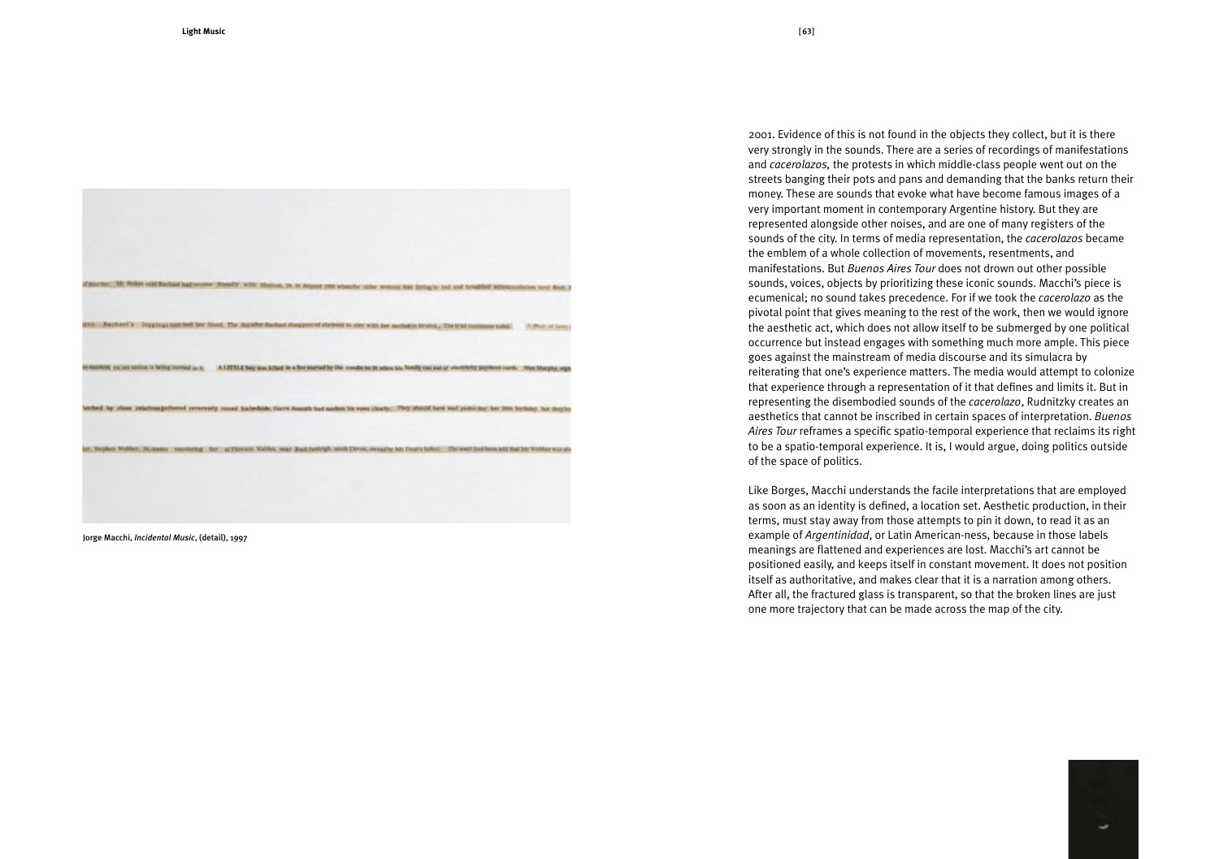Jorge Macchi, *Incidental Music*, (detail), 1997

2001. Evidence of this is not found in the objects they collect, but it is there very strongly in the sounds. There are a series of recordings of manifestations and *cacerolazos,* the protests in which middle-class people went out on the streets banging their pots and pans and demanding that the banks return their money. These are sounds that evoke what have become famous images of a very important moment in contemporary Argentine history. But they are represented alongside other noises, and are one of many registers of the sounds of the city. In terms of media representation, the *cacerolazos* became the emblem of a whole collection of movements, resentments, and manifestations. But *Buenos Aires Tour* does not drown out other possible sounds, voices, objects by prioritizing these iconic sounds. Macchi's piece is ecumenical; no sound takes precedence. For if we took the *cacerolazo* as the pivotal point that gives meaning to the rest of the work, then we would ignore the aesthetic act, which does not allow itself to be submerged by one political occurrence but instead engages with something much more ample. This piece goes against the mainstream of media discourse and its simulacra by reiterating that one's experience matters. The media would attempt to colonize that experience through a representation of it that defines and limits it. But in representing the disembodied sounds of the *cacerolazo*, Rudnitzky creates an aesthetics that cannot be inscribed in certain spaces of interpretation. *Buenos Aires Tour* reframes a specific spatio-temporal experience that reclaims its right to be a spatio-temporal experience. It is, I would argue, doing politics outside of the space of politics.

Like Borges, Macchi understands the facile interpretations that are employed as soon as an identity is defined, a location set. Aesthetic production, in their terms, must stay away from those attempts to pin it down, to read it as an example of *Argentinidad*, or Latin American-ness, because in those labels meanings are flattened and experiences are lost. Macchi's art cannot be positioned easily, and keeps itself in constant movement. It does not position itself as authoritative, and makes clear that it is a narration among others. After all, the fractured glass is transparent, so that the broken lines are just one more trajectory that can be made across the map of the city.